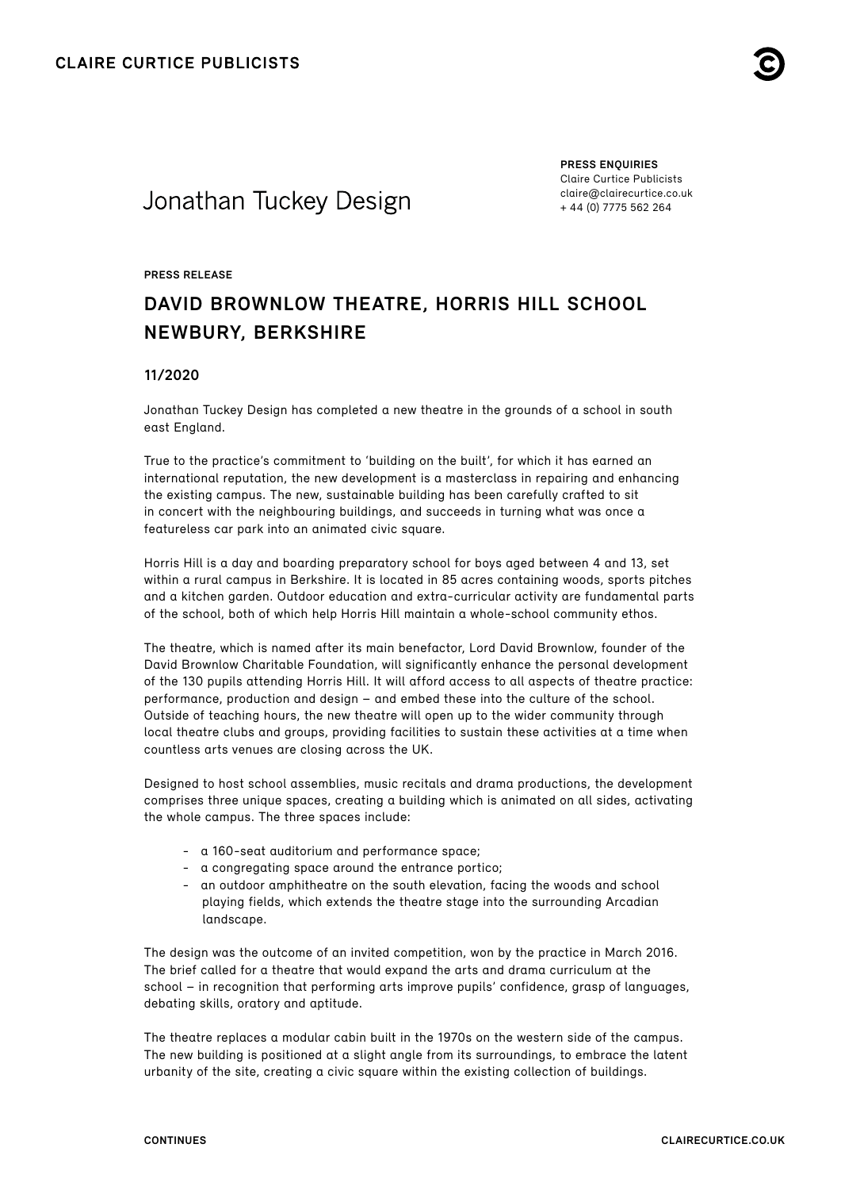**CLAIRE CURTICE PUBLICISTS**

Jonathan Tuckey Design

**PRESS ENQUIRIES**
Claire Curtice Publicists
claire@clairecurtice.co.uk
+ 44 (0) 7775 562 264

**PRESS RELEASE**

## DAVID BROWNLOW THEATRE, HORRIS HILL SCHOOL NEWBURY, BERKSHIRE

### 11/2020

Jonathan Tuckey Design has completed a new theatre in the grounds of a school in south east England.

True to the practice's commitment to 'building on the built', for which it has earned an international reputation, the new development is a masterclass in repairing and enhancing the existing campus. The new, sustainable building has been carefully crafted to sit in concert with the neighbouring buildings, and succeeds in turning what was once a featureless car park into an animated civic square.

Horris Hill is a day and boarding preparatory school for boys aged between 4 and 13, set within a rural campus in Berkshire. It is located in 85 acres containing woods, sports pitches and a kitchen garden. Outdoor education and extra-curricular activity are fundamental parts of the school, both of which help Horris Hill maintain a whole-school community ethos.

The theatre, which is named after its main benefactor, Lord David Brownlow, founder of the David Brownlow Charitable Foundation, will significantly enhance the personal development of the 130 pupils attending Horris Hill. It will afford access to all aspects of theatre practice: performance, production and design – and embed these into the culture of the school. Outside of teaching hours, the new theatre will open up to the wider community through local theatre clubs and groups, providing facilities to sustain these activities at a time when countless arts venues are closing across the UK.

Designed to host school assemblies, music recitals and drama productions, the development comprises three unique spaces, creating a building which is animated on all sides, activating the whole campus. The three spaces include:

- a 160-seat auditorium and performance space;
- a congregating space around the entrance portico;
- an outdoor amphitheatre on the south elevation, facing the woods and school playing fields, which extends the theatre stage into the surrounding Arcadian landscape.

The design was the outcome of an invited competition, won by the practice in March 2016. The brief called for a theatre that would expand the arts and drama curriculum at the school – in recognition that performing arts improve pupils' confidence, grasp of languages, debating skills, oratory and aptitude.

The theatre replaces a modular cabin built in the 1970s on the western side of the campus. The new building is positioned at a slight angle from its surroundings, to embrace the latent urbanity of the site, creating a civic square within the existing collection of buildings.

**CONTINUES**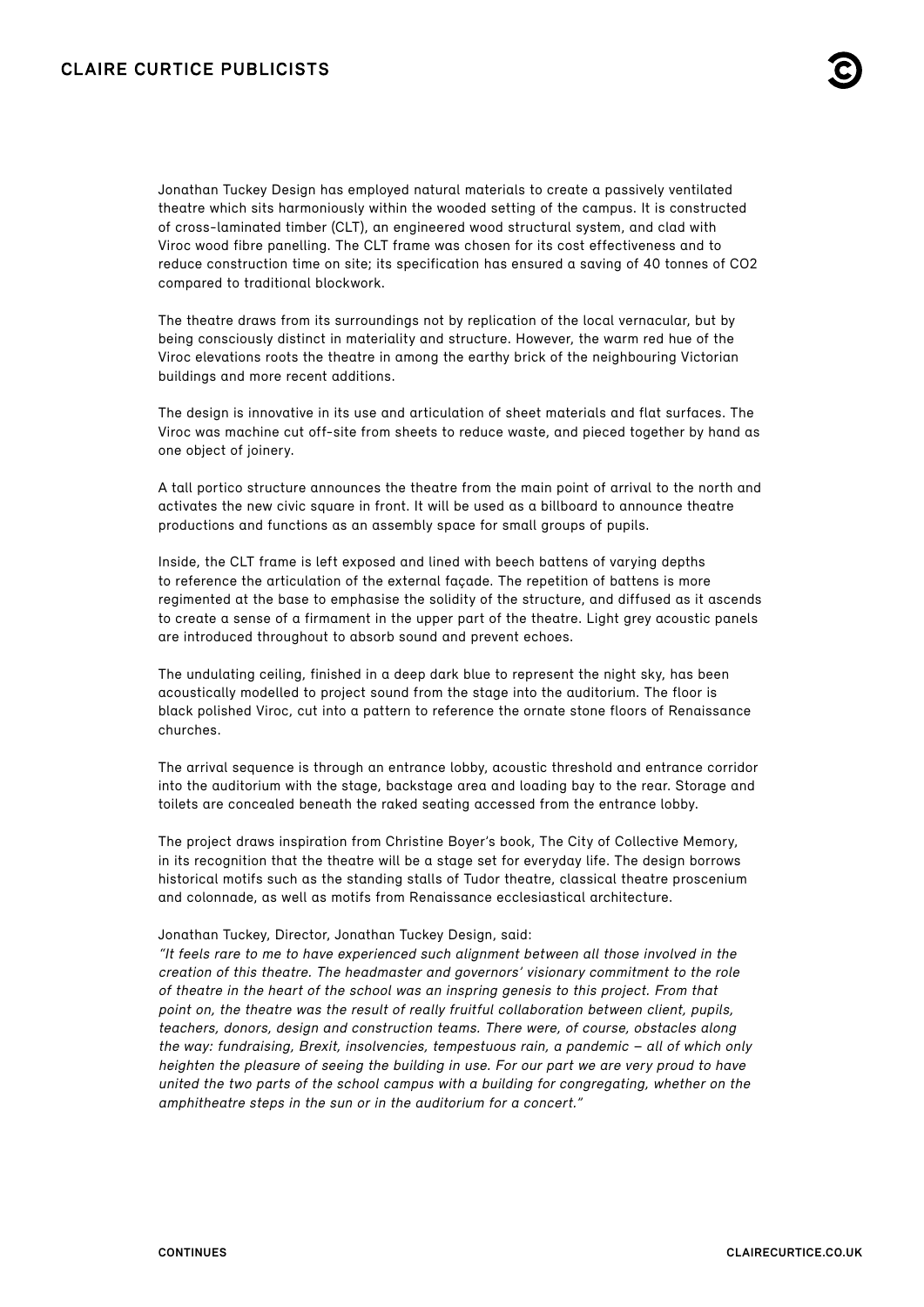Jonathan Tuckey Design has employed natural materials to create a passively ventilated theatre which sits harmoniously within the wooded setting of the campus. It is constructed of cross-laminated timber (CLT), an engineered wood structural system, and clad with Viroc wood fibre panelling. The CLT frame was chosen for its cost effectiveness and to reduce construction time on site; its specification has ensured a saving of 40 tonnes of $CO_2$ compared to traditional blockwork.

The theatre draws from its surroundings not by replication of the local vernacular, but by being consciously distinct in materiality and structure. However, the warm red hue of the Viroc elevations roots the theatre in among the earthy brick of the neighbouring Victorian buildings and more recent additions.

The design is innovative in its use and articulation of sheet materials and flat surfaces. The Viroc was machine cut off-site from sheets to reduce waste, and pieced together by hand as one object of joinery.

A tall portico structure announces the theatre from the main point of arrival to the north and activates the new civic square in front. It will be used as a billboard to announce theatre productions and functions as an assembly space for small groups of pupils.

Inside, the CLT frame is left exposed and lined with beech battens of varying depths to reference the articulation of the external façade. The repetition of battens is more regimented at the base to emphasise the solidity of the structure, and diffused as it ascends to create a sense of a firmament in the upper part of the theatre. Light grey acoustic panels are introduced throughout to absorb sound and prevent echoes.

The undulating ceiling, finished in a deep dark blue to represent the night sky, has been acoustically modelled to project sound from the stage into the auditorium. The floor is black polished Viroc, cut into a pattern to reference the ornate stone floors of Renaissance churches.

The arrival sequence is through an entrance lobby, acoustic threshold and entrance corridor into the auditorium with the stage, backstage area and loading bay to the rear. Storage and toilets are concealed beneath the raked seating accessed from the entrance lobby.

The project draws inspiration from Christine Boyer's book, The City of Collective Memory, in its recognition that the theatre will be a stage set for everyday life. The design borrows historical motifs such as the standing stalls of Tudor theatre, classical theatre proscenium and colonnade, as well as motifs from Renaissance ecclesiastical architecture.

Jonathan Tuckey, Director, Jonathan Tuckey Design, said:
*"It feels rare to me to have experienced such alignment between all those involved in the creation of this theatre. The headmaster and governors' visionary commitment to the role of theatre in the heart of the school was an inspring genesis to this project. From that point on, the theatre was the result of really fruitful collaboration between client, pupils, teachers, donors, design and construction teams. There were, of course, obstacles along the way: fundraising, Brexit, insolvencies, tempestuous rain, a pandemic – all of which only heighten the pleasure of seeing the building in use. For our part we are very proud to have united the two parts of the school campus with a building for congregating, whether on the amphitheatre steps in the sun or in the auditorium for a concert."*

**CONTINUES**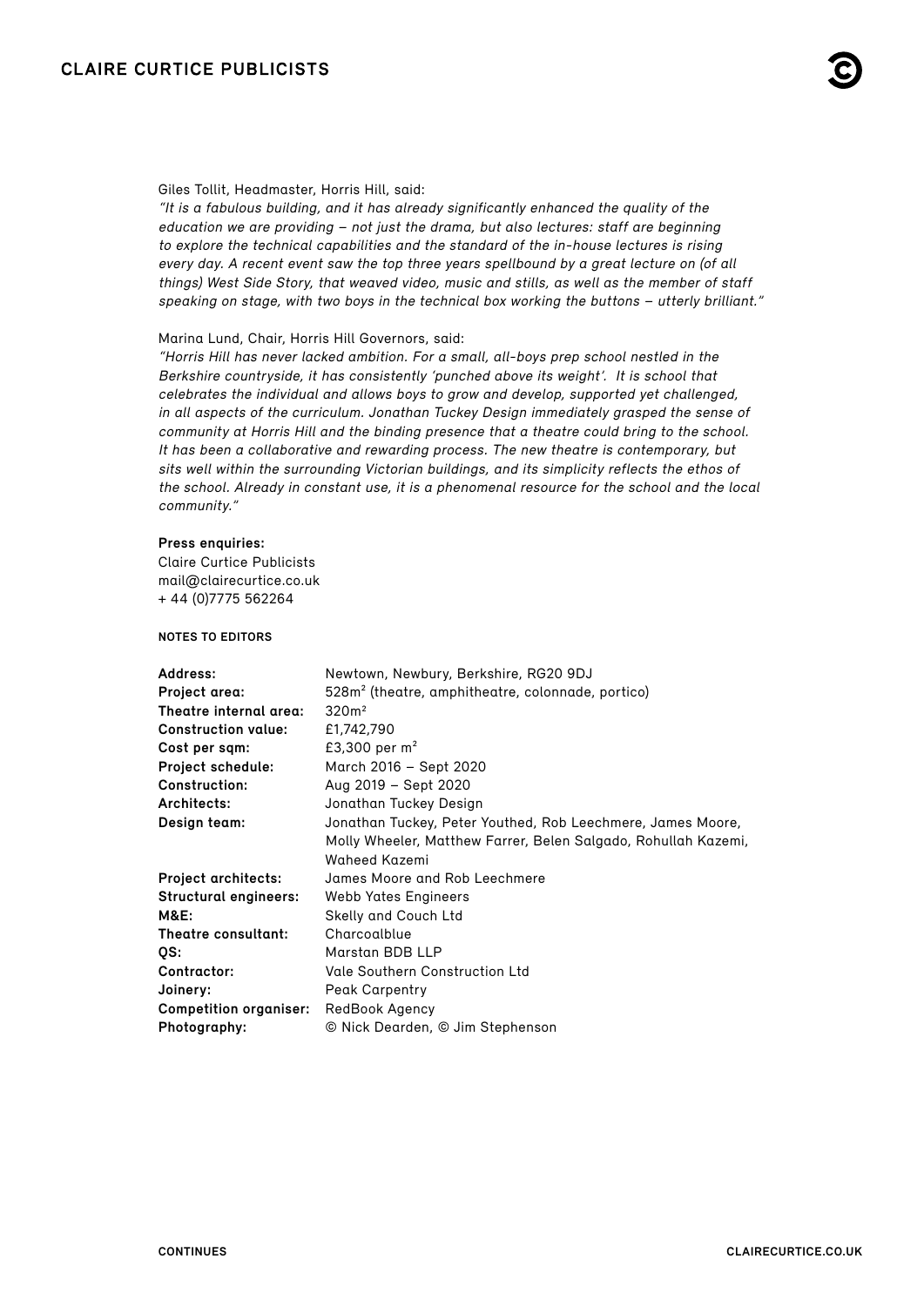Giles Tollit, Headmaster, Horris Hill, said:

*"It is a fabulous building, and it has already significantly enhanced the quality of the education we are providing – not just the drama, but also lectures: staff are beginning to explore the technical capabilities and the standard of the in-house lectures is rising every day. A recent event saw the top three years spellbound by a great lecture on (of all things) West Side Story, that weaved video, music and stills, as well as the member of staff speaking on stage, with two boys in the technical box working the buttons – utterly brilliant."*

Marina Lund, Chair, Horris Hill Governors, said:

*"Horris Hill has never lacked ambition. For a small, all-boys prep school nestled in the Berkshire countryside, it has consistently 'punched above its weight'. It is school that celebrates the individual and allows boys to grow and develop, supported yet challenged, in all aspects of the curriculum. Jonathan Tuckey Design immediately grasped the sense of community at Horris Hill and the binding presence that a theatre could bring to the school. It has been a collaborative and rewarding process. The new theatre is contemporary, but sits well within the surrounding Victorian buildings, and its simplicity reflects the ethos of the school. Already in constant use, it is a phenomenal resource for the school and the local community."*

**Press enquiries:**
Claire Curtice Publicists
mail@clairecurtice.co.uk
+ 44 (0)7775 562264

**NOTES TO EDITORS**

| | |
|---|---|
| **Address:** | Newtown, Newbury, Berkshire, RG20 9DJ |
| **Project area:** | 528m² (theatre, amphitheatre, colonnade, portico) |
| **Theatre internal area:** | 320m² |
| **Construction value:** | £1,742,790 |
| **Cost per sqm:** | £3,300 per m² |
| **Project schedule:** | March 2016 – Sept 2020 |
| **Construction:** | Aug 2019 – Sept 2020 |
| **Architects:** | Jonathan Tuckey Design |
| **Design team:** | Jonathan Tuckey, Peter Youthed, Rob Leechmere, James Moore, Molly Wheeler, Matthew Farrer, Belen Salgado, Rohullah Kazemi, Waheed Kazemi |
| **Project architects:** | James Moore and Rob Leechmere |
| **Structural engineers:** | Webb Yates Engineers |
| **M&E:** | Skelly and Couch Ltd |
| **Theatre consultant:** | Charcoalblue |
| **QS:** | Marstan BDB LLP |
| **Contractor:** | Vale Southern Construction Ltd |
| **Joinery:** | Peak Carpentry |
| **Competition organiser:** | RedBook Agency |
| **Photography:** | © Nick Dearden, © Jim Stephenson |

CONTINUES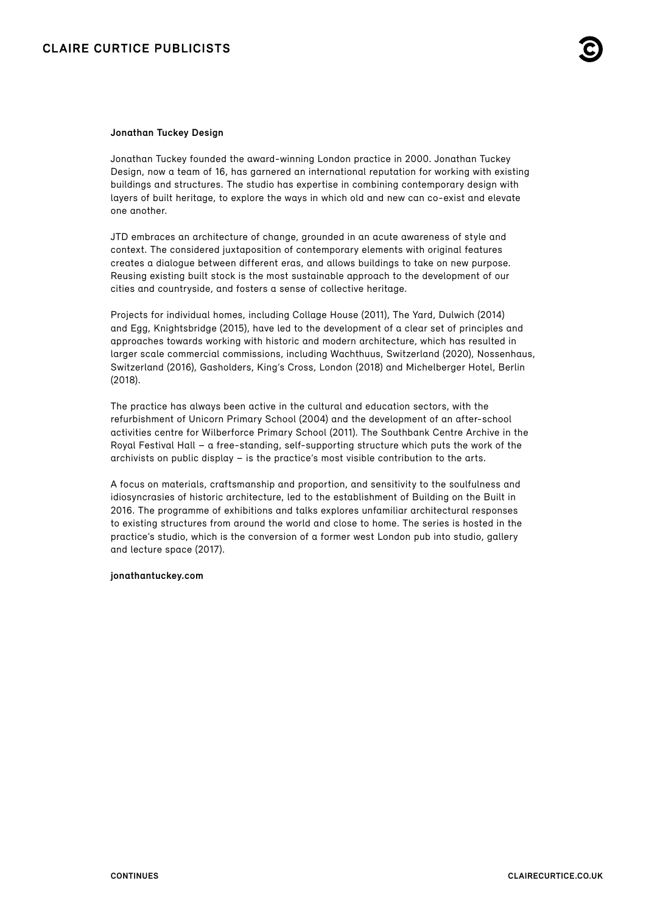**Jonathan Tuckey Design**

Jonathan Tuckey founded the award-winning London practice in 2000. Jonathan Tuckey Design, now a team of 16, has garnered an international reputation for working with existing buildings and structures. The studio has expertise in combining contemporary design with layers of built heritage, to explore the ways in which old and new can co-exist and elevate one another.

JTD embraces an architecture of change, grounded in an acute awareness of style and context. The considered juxtaposition of contemporary elements with original features creates a dialogue between different eras, and allows buildings to take on new purpose. Reusing existing built stock is the most sustainable approach to the development of our cities and countryside, and fosters a sense of collective heritage.

Projects for individual homes, including Collage House (2011), The Yard, Dulwich (2014) and Egg, Knightsbridge (2015), have led to the development of a clear set of principles and approaches towards working with historic and modern architecture, which has resulted in larger scale commercial commissions, including Wachthuus, Switzerland (2020), Nossenhaus, Switzerland (2016), Gasholders, King's Cross, London (2018) and Michelberger Hotel, Berlin (2018).

The practice has always been active in the cultural and education sectors, with the refurbishment of Unicorn Primary School (2004) and the development of an after-school activities centre for Wilberforce Primary School (2011). The Southbank Centre Archive in the Royal Festival Hall – a free-standing, self-supporting structure which puts the work of the archivists on public display – is the practice's most visible contribution to the arts.

A focus on materials, craftsmanship and proportion, and sensitivity to the soulfulness and idiosyncrasies of historic architecture, led to the establishment of Building on the Built in 2016. The programme of exhibitions and talks explores unfamiliar architectural responses to existing structures from around the world and close to home. The series is hosted in the practice's studio, which is the conversion of a former west London pub into studio, gallery and lecture space (2017).

**jonathantuckey.com**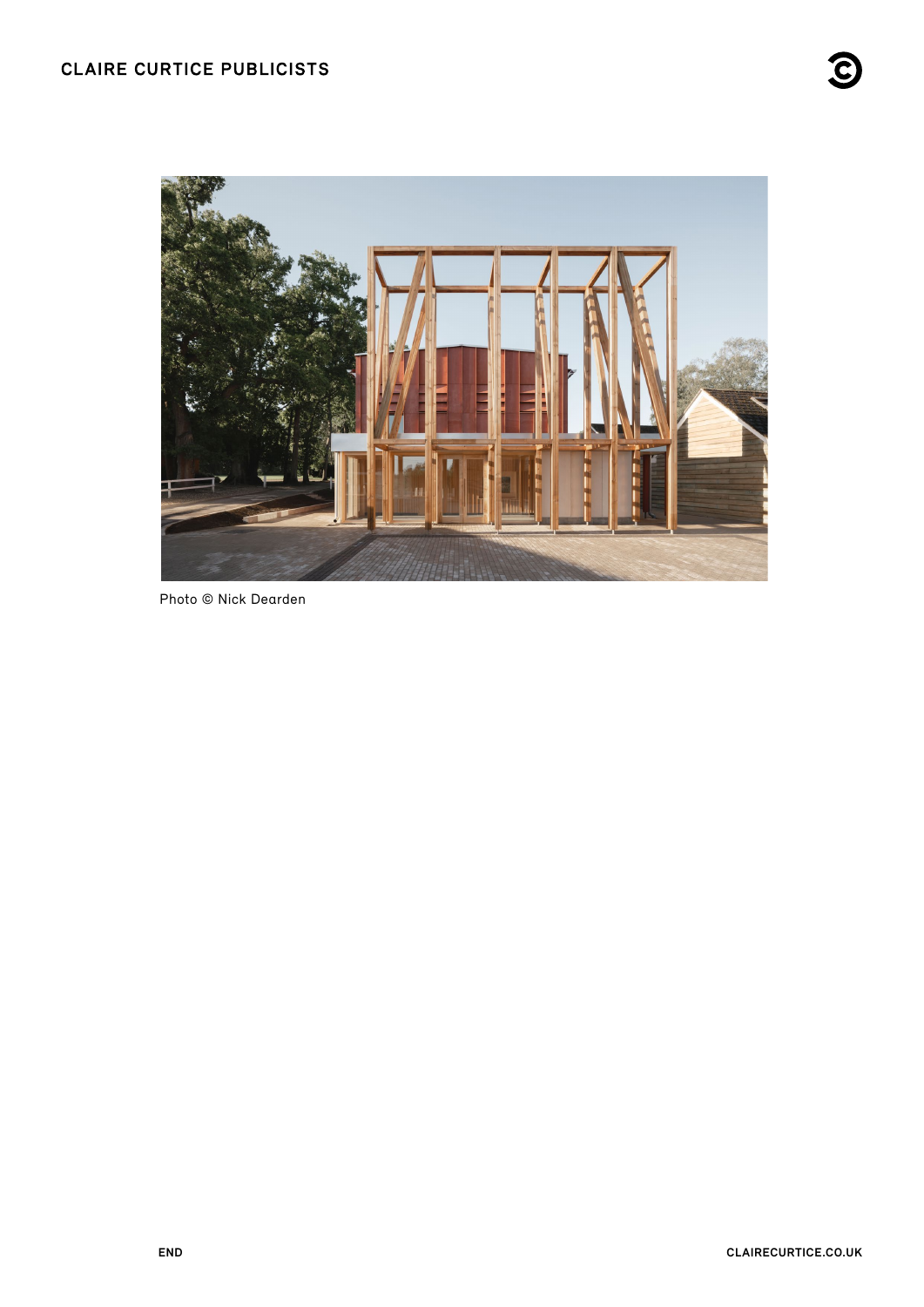Photo © Nick Dearden

END